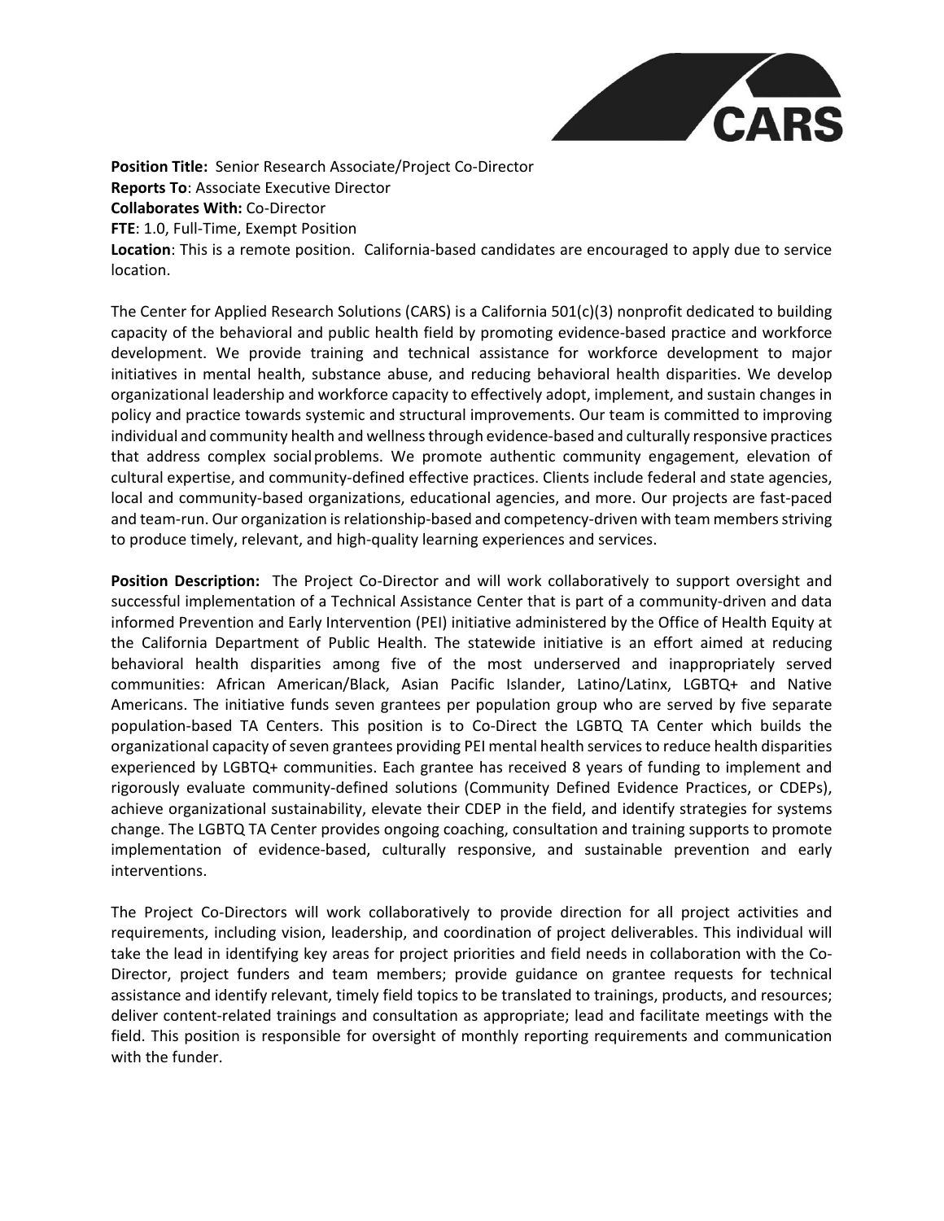**Position Title:** Senior Research Associate/Project Co-Director
**Reports To**: Associate Executive Director
**Collaborates With:** Co-Director
**FTE**: 1.0, Full-Time, Exempt Position
**Location**: This is a remote position. California-based candidates are encouraged to apply due to service location.

The Center for Applied Research Solutions (CARS) is a California 501(c)(3) nonprofit dedicated to building capacity of the behavioral and public health field by promoting evidence-based practice and workforce development. We provide training and technical assistance for workforce development to major initiatives in mental health, substance abuse, and reducing behavioral health disparities. We develop organizational leadership and workforce capacity to effectively adopt, implement, and sustain changes in policy and practice towards systemic and structural improvements. Our team is committed to improving individual and community health and wellness through evidence-based and culturally responsive practices that address complex social problems. We promote authentic community engagement, elevation of cultural expertise, and community-defined effective practices. Clients include federal and state agencies, local and community-based organizations, educational agencies, and more. Our projects are fast-paced and team-run. Our organization is relationship-based and competency-driven with team members striving to produce timely, relevant, and high-quality learning experiences and services.

**Position Description:** The Project Co-Director and will work collaboratively to support oversight and successful implementation of a Technical Assistance Center that is part of a community-driven and data informed Prevention and Early Intervention (PEI) initiative administered by the Office of Health Equity at the California Department of Public Health. The statewide initiative is an effort aimed at reducing behavioral health disparities among five of the most underserved and inappropriately served communities: African American/Black, Asian Pacific Islander, Latino/Latinx, LGBTQ+ and Native Americans. The initiative funds seven grantees per population group who are served by five separate population-based TA Centers. This position is to Co-Direct the LGBTQ TA Center which builds the organizational capacity of seven grantees providing PEI mental health services to reduce health disparities experienced by LGBTQ+ communities. Each grantee has received 8 years of funding to implement and rigorously evaluate community-defined solutions (Community Defined Evidence Practices, or CDEPs), achieve organizational sustainability, elevate their CDEP in the field, and identify strategies for systems change. The LGBTQ TA Center provides ongoing coaching, consultation and training supports to promote implementation of evidence-based, culturally responsive, and sustainable prevention and early interventions.

The Project Co-Directors will work collaboratively to provide direction for all project activities and requirements, including vision, leadership, and coordination of project deliverables. This individual will take the lead in identifying key areas for project priorities and field needs in collaboration with the Co-Director, project funders and team members; provide guidance on grantee requests for technical assistance and identify relevant, timely field topics to be translated to trainings, products, and resources; deliver content-related trainings and consultation as appropriate; lead and facilitate meetings with the field. This position is responsible for oversight of monthly reporting requirements and communication with the funder.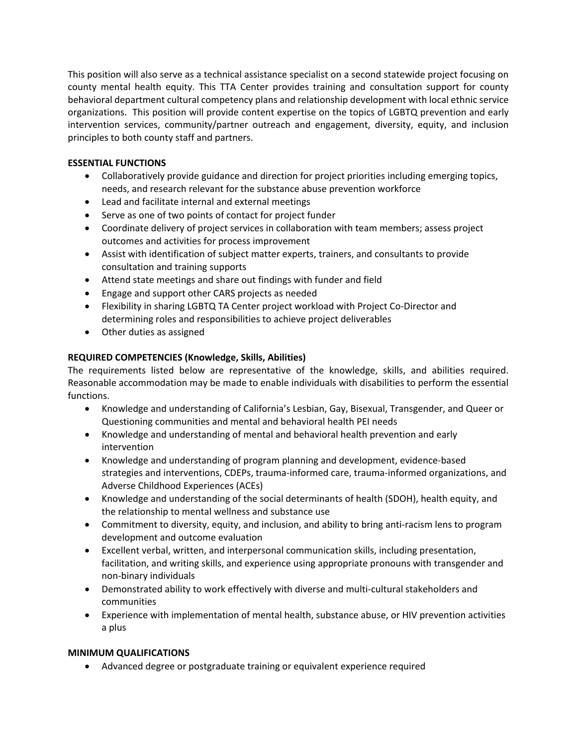This position will also serve as a technical assistance specialist on a second statewide project focusing on county mental health equity. This TTA Center provides training and consultation support for county behavioral department cultural competency plans and relationship development with local ethnic service organizations. This position will provide content expertise on the topics of LGBTQ prevention and early intervention services, community/partner outreach and engagement, diversity, equity, and inclusion principles to both county staff and partners.

**ESSENTIAL FUNCTIONS**

- Collaboratively provide guidance and direction for project priorities including emerging topics, needs, and research relevant for the substance abuse prevention workforce
- Lead and facilitate internal and external meetings
- Serve as one of two points of contact for project funder
- Coordinate delivery of project services in collaboration with team members; assess project outcomes and activities for process improvement
- Assist with identification of subject matter experts, trainers, and consultants to provide consultation and training supports
- Attend state meetings and share out findings with funder and field
- Engage and support other CARS projects as needed
- Flexibility in sharing LGBTQ TA Center project workload with Project Co-Director and determining roles and responsibilities to achieve project deliverables
- Other duties as assigned

**REQUIRED COMPETENCIES (Knowledge, Skills, Abilities)**

The requirements listed below are representative of the knowledge, skills, and abilities required. Reasonable accommodation may be made to enable individuals with disabilities to perform the essential functions.

- Knowledge and understanding of California's Lesbian, Gay, Bisexual, Transgender, and Queer or Questioning communities and mental and behavioral health PEI needs
- Knowledge and understanding of mental and behavioral health prevention and early intervention
- Knowledge and understanding of program planning and development, evidence-based strategies and interventions, CDEPs, trauma-informed care, trauma-informed organizations, and Adverse Childhood Experiences (ACEs)
- Knowledge and understanding of the social determinants of health (SDOH), health equity, and the relationship to mental wellness and substance use
- Commitment to diversity, equity, and inclusion, and ability to bring anti-racism lens to program development and outcome evaluation
- Excellent verbal, written, and interpersonal communication skills, including presentation, facilitation, and writing skills, and experience using appropriate pronouns with transgender and non-binary individuals
- Demonstrated ability to work effectively with diverse and multi-cultural stakeholders and communities
- Experience with implementation of mental health, substance abuse, or HIV prevention activities a plus

**MINIMUM QUALIFICATIONS**

- Advanced degree or postgraduate training or equivalent experience required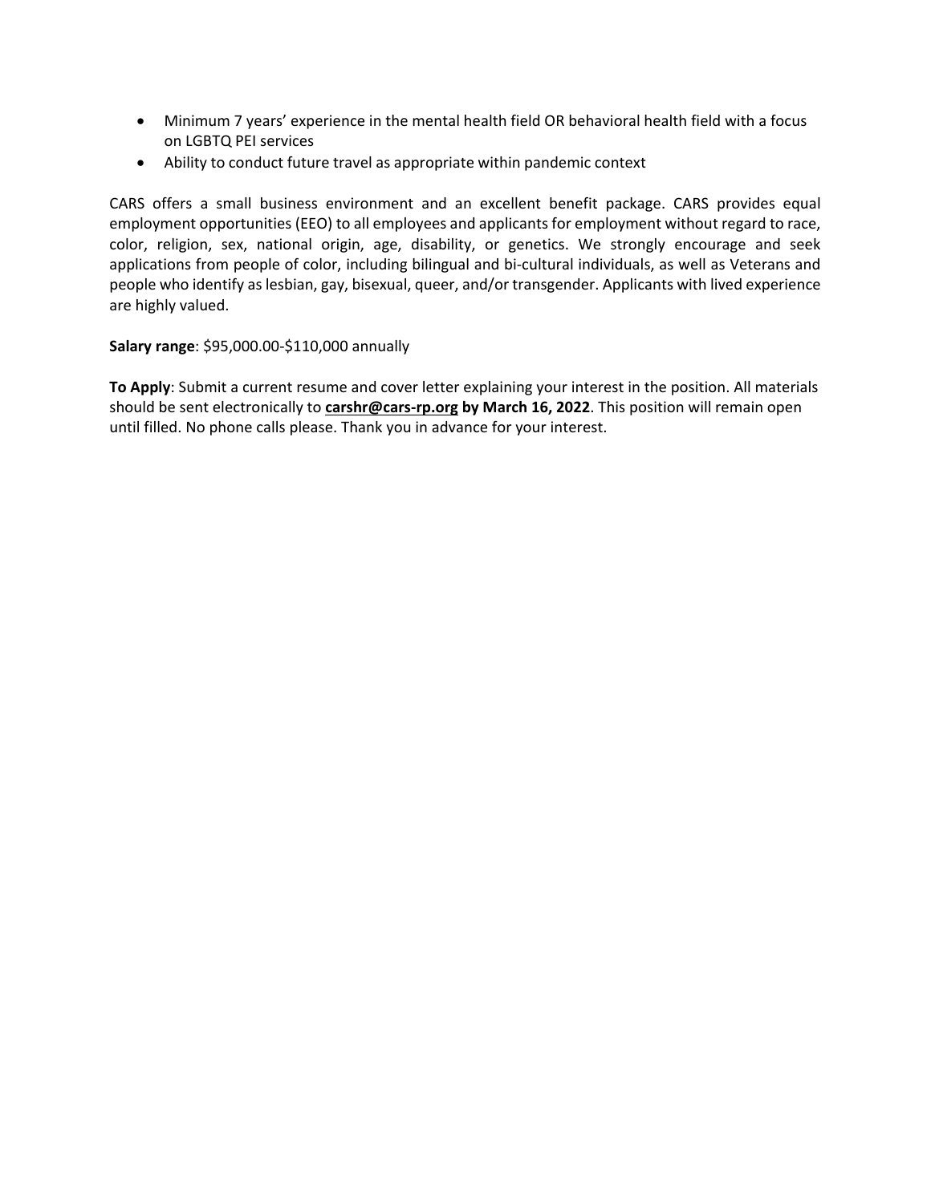- Minimum 7 years' experience in the mental health field OR behavioral health field with a focus on LGBTQ PEI services
- Ability to conduct future travel as appropriate within pandemic context

CARS offers a small business environment and an excellent benefit package. CARS provides equal employment opportunities (EEO) to all employees and applicants for employment without regard to race, color, religion, sex, national origin, age, disability, or genetics. We strongly encourage and seek applications from people of color, including bilingual and bi-cultural individuals, as well as Veterans and people who identify as lesbian, gay, bisexual, queer, and/or transgender. Applicants with lived experience are highly valued.

**Salary range**: $95,000.00-$110,000 annually

**To Apply**: Submit a current resume and cover letter explaining your interest in the position. All materials should be sent electronically to **carshr@cars-rp.org by March 16, 2022**. This position will remain open until filled. No phone calls please. Thank you in advance for your interest.